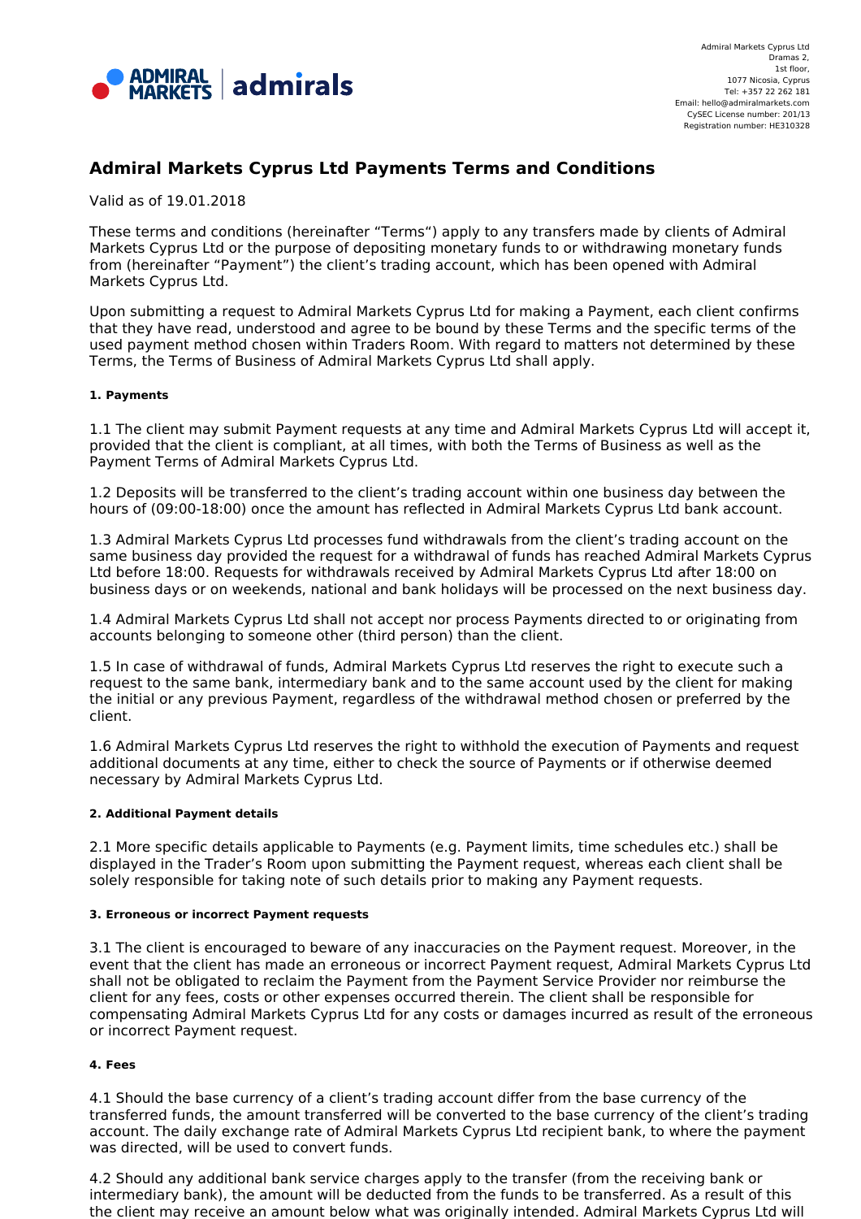Admiral Markets Cyprus Ltd
Dramas 2,
1st floor,
1077 Nicosia, Cyprus
Tel: +357 22 262 181
Email: hello@admiralmarkets.com
CySEC License number: 201/13
Registration number: HE310328

# Admiral Markets Cyprus Ltd Payments Terms and Conditions

Valid as of 19.01.2018

These terms and conditions (hereinafter "Terms") apply to any transfers made by clients of Admiral Markets Cyprus Ltd or the purpose of depositing monetary funds to or withdrawing monetary funds from (hereinafter "Payment") the client's trading account, which has been opened with Admiral Markets Cyprus Ltd.

Upon submitting a request to Admiral Markets Cyprus Ltd for making a Payment, each client confirms that they have read, understood and agree to be bound by these Terms and the specific terms of the used payment method chosen within Traders Room. With regard to matters not determined by these Terms, the Terms of Business of Admiral Markets Cyprus Ltd shall apply.

#### 1. Payments

1.1 The client may submit Payment requests at any time and Admiral Markets Cyprus Ltd will accept it, provided that the client is compliant, at all times, with both the Terms of Business as well as the Payment Terms of Admiral Markets Cyprus Ltd.

1.2 Deposits will be transferred to the client's trading account within one business day between the hours of (09:00-18:00) once the amount has reflected in Admiral Markets Cyprus Ltd bank account.

1.3 Admiral Markets Cyprus Ltd processes fund withdrawals from the client's trading account on the same business day provided the request for a withdrawal of funds has reached Admiral Markets Cyprus Ltd before 18:00. Requests for withdrawals received by Admiral Markets Cyprus Ltd after 18:00 on business days or on weekends, national and bank holidays will be processed on the next business day.

1.4 Admiral Markets Cyprus Ltd shall not accept nor process Payments directed to or originating from accounts belonging to someone other (third person) than the client.

1.5 In case of withdrawal of funds, Admiral Markets Cyprus Ltd reserves the right to execute such a request to the same bank, intermediary bank and to the same account used by the client for making the initial or any previous Payment, regardless of the withdrawal method chosen or preferred by the client.

1.6 Admiral Markets Cyprus Ltd reserves the right to withhold the execution of Payments and request additional documents at any time, either to check the source of Payments or if otherwise deemed necessary by Admiral Markets Cyprus Ltd.

#### 2. Additional Payment details

2.1 More specific details applicable to Payments (e.g. Payment limits, time schedules etc.) shall be displayed in the Trader's Room upon submitting the Payment request, whereas each client shall be solely responsible for taking note of such details prior to making any Payment requests.

#### 3. Erroneous or incorrect Payment requests

3.1 The client is encouraged to beware of any inaccuracies on the Payment request. Moreover, in the event that the client has made an erroneous or incorrect Payment request, Admiral Markets Cyprus Ltd shall not be obligated to reclaim the Payment from the Payment Service Provider nor reimburse the client for any fees, costs or other expenses occurred therein. The client shall be responsible for compensating Admiral Markets Cyprus Ltd for any costs or damages incurred as result of the erroneous or incorrect Payment request.

#### 4. Fees

4.1 Should the base currency of a client's trading account differ from the base currency of the transferred funds, the amount transferred will be converted to the base currency of the client's trading account. The daily exchange rate of Admiral Markets Cyprus Ltd recipient bank, to where the payment was directed, will be used to convert funds.

4.2 Should any additional bank service charges apply to the transfer (from the receiving bank or intermediary bank), the amount will be deducted from the funds to be transferred. As a result of this the client may receive an amount below what was originally intended. Admiral Markets Cyprus Ltd will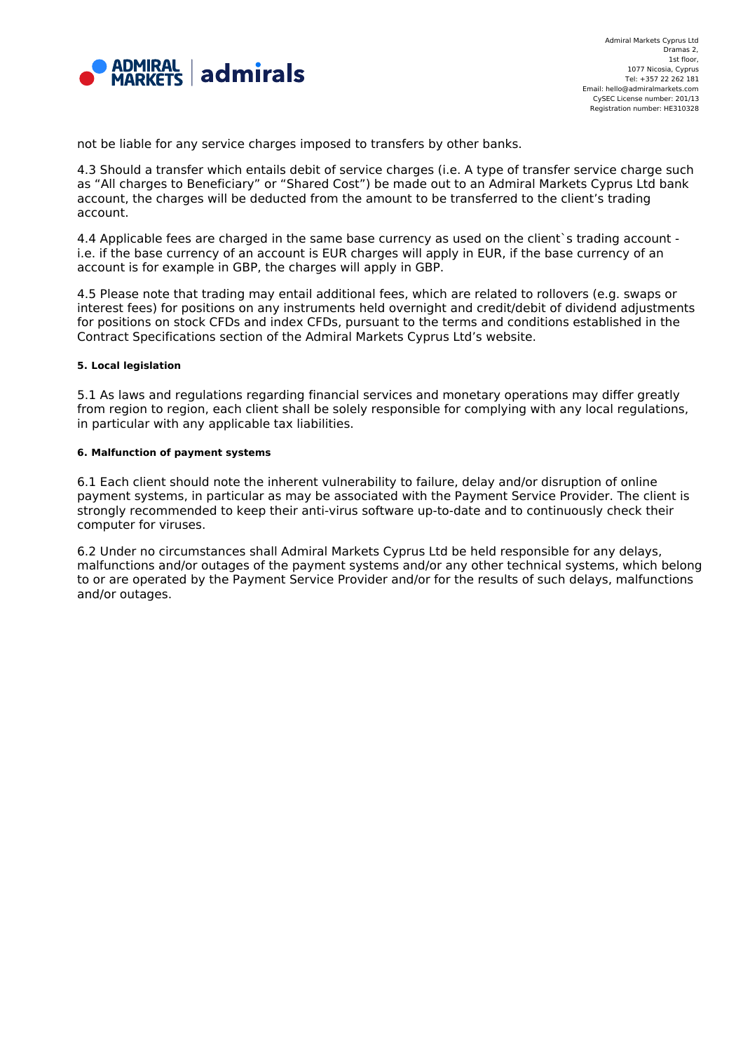not be liable for any service charges imposed to transfers by other banks.

4.3 Should a transfer which entails debit of service charges (i.e. A type of transfer service charge such as “All charges to Beneficiary” or “Shared Cost”) be made out to an Admiral Markets Cyprus Ltd bank account, the charges will be deducted from the amount to be transferred to the client’s trading account.

4.4 Applicable fees are charged in the same base currency as used on the client`s trading account - i.e. if the base currency of an account is EUR charges will apply in EUR, if the base currency of an account is for example in GBP, the charges will apply in GBP.

4.5 Please note that trading may entail additional fees, which are related to rollovers (e.g. swaps or interest fees) for positions on any instruments held overnight and credit/debit of dividend adjustments for positions on stock CFDs and index CFDs, pursuant to the terms and conditions established in the Contract Specifications section of the Admiral Markets Cyprus Ltd’s website.

#### 5. Local legislation

5.1 As laws and regulations regarding financial services and monetary operations may differ greatly from region to region, each client shall be solely responsible for complying with any local regulations, in particular with any applicable tax liabilities.

#### 6. Malfunction of payment systems

6.1 Each client should note the inherent vulnerability to failure, delay and/or disruption of online payment systems, in particular as may be associated with the Payment Service Provider. The client is strongly recommended to keep their anti-virus software up-to-date and to continuously check their computer for viruses.

6.2 Under no circumstances shall Admiral Markets Cyprus Ltd be held responsible for any delays, malfunctions and/or outages of the payment systems and/or any other technical systems, which belong to or are operated by the Payment Service Provider and/or for the results of such delays, malfunctions and/or outages.